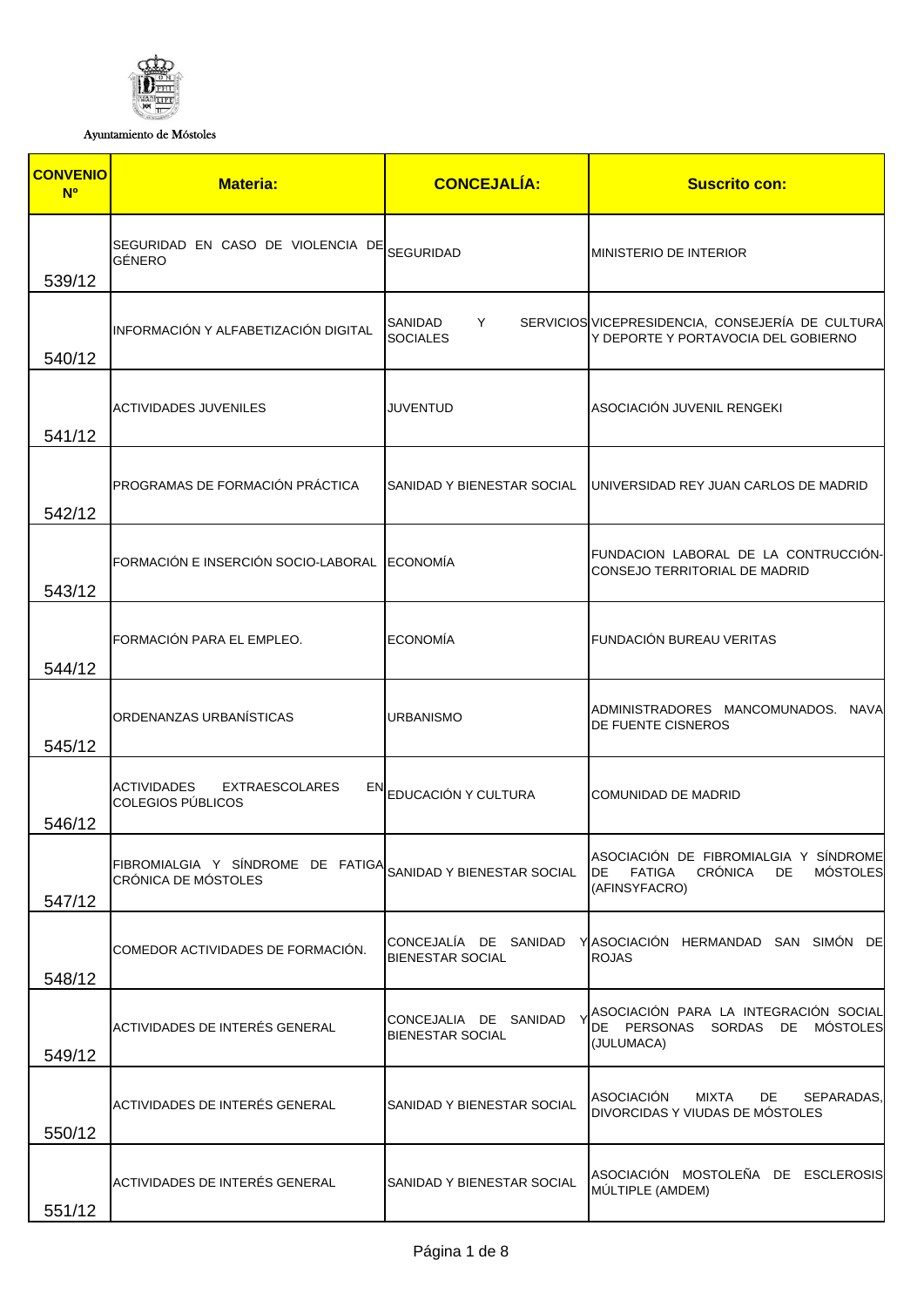Ayuntamiento de Móstoles

| CONVENIO Nº | Materia: | CONCEJALÍA: | Suscrito con: |
|---|---|---|---|
| 539/12 | SEGURIDAD EN CASO DE VIOLENCIA DE GÉNERO | SEGURIDAD | MINISTERIO DE INTERIOR |
| 540/12 | INFORMACIÓN Y ALFABETIZACIÓN DIGITAL | SANIDAD Y SERVICIOS SOCIALES | VICEPRESIDENCIA, CONSEJERÍA DE CULTURA Y DEPORTE Y PORTAVOCIA DEL GOBIERNO |
| 541/12 | ACTIVIDADES JUVENILES | JUVENTUD | ASOCIACIÓN JUVENIL RENGEKI |
| 542/12 | PROGRAMAS DE FORMACIÓN PRÁCTICA | SANIDAD Y BIENESTAR SOCIAL | UNIVERSIDAD REY JUAN CARLOS DE MADRID |
| 543/12 | FORMACIÓN E INSERCIÓN SOCIO-LABORAL | ECONOMÍA | FUNDACION LABORAL DE LA CONTRUCCIÓN-CONSEJO TERRITORIAL DE MADRID |
| 544/12 | FORMACIÓN PARA EL EMPLEO. | ECONOMÍA | FUNDACIÓN BUREAU VERITAS |
| 545/12 | ORDENANZAS URBANÍSTICAS | URBANISMO | ADMINISTRADORES MANCOMUNADOS. NAVA DE FUENTE CISNEROS |
| 546/12 | ACTIVIDADES EXTRAESCOLARES EN COLEGIOS PÚBLICOS | EDUCACIÓN Y CULTURA | COMUNIDAD DE MADRID |
| 547/12 | FIBROMIALGIA Y SÍNDROME DE FATIGA CRÓNICA DE MÓSTOLES | SANIDAD Y BIENESTAR SOCIAL | ASOCIACIÓN DE FIBROMIALGIA Y SÍNDROME DE FATIGA CRÓNICA DE MÓSTOLES (AFINSYFACRO) |
| 548/12 | COMEDOR ACTIVIDADES DE FORMACIÓN. | CONCEJALÍA DE SANIDAD Y BIENESTAR SOCIAL | ASOCIACIÓN HERMANDAD SAN SIMÓN DE ROJAS |
| 549/12 | ACTIVIDADES DE INTERÉS GENERAL | CONCEJALIA DE SANIDAD Y BIENESTAR SOCIAL | ASOCIACIÓN PARA LA INTEGRACIÓN SOCIAL DE PERSONAS SORDAS DE MÓSTOLES (JULUMACA) |
| 550/12 | ACTIVIDADES DE INTERÉS GENERAL | SANIDAD Y BIENESTAR SOCIAL | ASOCIACIÓN MIXTA DE SEPARADAS, DIVORCIDAS Y VIUDAS DE MÓSTOLES |
| 551/12 | ACTIVIDADES DE INTERÉS GENERAL | SANIDAD Y BIENESTAR SOCIAL | ASOCIACIÓN MOSTOLEÑA DE ESCLEROSIS MÚLTIPLE (AMDEM) |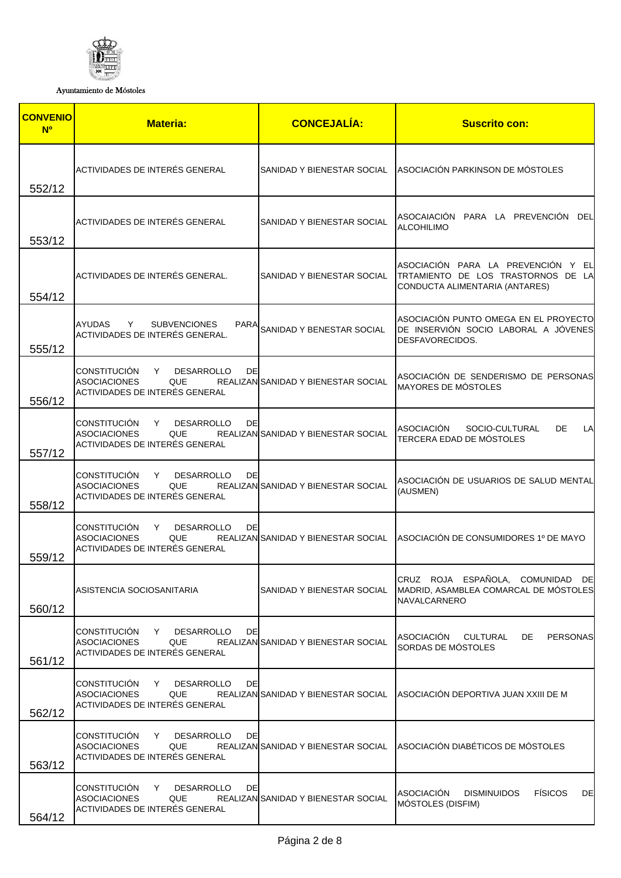Ayuntamiento de Móstoles

| CONVENIO Nº | Materia: | CONCEJALÍA: | Suscrito con: |
|---|---|---|---|
| 552/12 | ACTIVIDADES DE INTERÉS GENERAL | SANIDAD Y BIENESTAR SOCIAL | ASOCIACIÓN PARKINSON DE MÓSTOLES |
| 553/12 | ACTIVIDADES DE INTERÉS GENERAL | SANIDAD Y BIENESTAR SOCIAL | ASOCAIACIÓN PARA LA PREVENCIÓN DEL ALCOHILIMO |
| 554/12 | ACTIVIDADES DE INTERÉS GENERAL. | SANIDAD Y BIENESTAR SOCIAL | ASOCIACIÓN PARA LA PREVENCIÓN Y EL TRTAMIENTO DE LOS TRASTORNOS DE LA CONDUCTA ALIMENTARIA (ANTARES) |
| 555/12 | AYUDAS Y SUBVENCIONES PARA ACTIVIDADES DE INTERÉS GENERAL. | SANIDAD Y BENESTAR SOCIAL | ASOCIACIÓN PUNTO OMEGA EN EL PROYECTO DE INSERVIÓN SOCIO LABORAL A JÓVENES DESFAVORECIDOS. |
| 556/12 | CONSTITUCIÓN Y DESARROLLO DE ASOCIACIONES QUE REALIZAN ACTIVIDADES DE INTERÉS GENERAL | SANIDAD Y BIENESTAR SOCIAL | ASOCIACIÓN DE SENDERISMO DE PERSONAS MAYORES DE MÓSTOLES |
| 557/12 | CONSTITUCIÓN Y DESARROLLO DE ASOCIACIONES QUE REALIZAN ACTIVIDADES DE INTERÉS GENERAL | SANIDAD Y BIENESTAR SOCIAL | ASOCIACIÓN SOCIO-CULTURAL DE LA TERCERA EDAD DE MÓSTOLES |
| 558/12 | CONSTITUCIÓN Y DESARROLLO DE ASOCIACIONES QUE REALIZAN ACTIVIDADES DE INTERÉS GENERAL | SANIDAD Y BIENESTAR SOCIAL | ASOCIACIÓN DE USUARIOS DE SALUD MENTAL (AUSMEN) |
| 559/12 | CONSTITUCIÓN Y DESARROLLO DE ASOCIACIONES QUE REALIZAN ACTIVIDADES DE INTERÉS GENERAL | SANIDAD Y BIENESTAR SOCIAL | ASOCIACIÓN DE CONSUMIDORES 1º DE MAYO |
| 560/12 | ASISTENCIA SOCIOSANITARIA | SANIDAD Y BIENESTAR SOCIAL | CRUZ ROJA ESPAÑOLA, COMUNIDAD DE MADRID, ASAMBLEA COMARCAL DE MÓSTOLES NAVALCARNERO |
| 561/12 | CONSTITUCIÓN Y DESARROLLO DE ASOCIACIONES QUE REALIZAN ACTIVIDADES DE INTERÉS GENERAL | SANIDAD Y BIENESTAR SOCIAL | ASOCIACIÓN CULTURAL DE PERSONAS SORDAS DE MÓSTOLES |
| 562/12 | CONSTITUCIÓN Y DESARROLLO DE ASOCIACIONES QUE REALIZAN ACTIVIDADES DE INTERÉS GENERAL | SANIDAD Y BIENESTAR SOCIAL | ASOCIACIÓN DEPORTIVA JUAN XXIII DE M |
| 563/12 | CONSTITUCIÓN Y DESARROLLO DE ASOCIACIONES QUE REALIZAN ACTIVIDADES DE INTERÉS GENERAL | SANIDAD Y BIENESTAR SOCIAL | ASOCIACIÓN DIABÉTICOS DE MÓSTOLES |
| 564/12 | CONSTITUCIÓN Y DESARROLLO DE ASOCIACIONES QUE REALIZAN ACTIVIDADES DE INTERÉS GENERAL | SANIDAD Y BIENESTAR SOCIAL | ASOCIACIÓN DISMINUIDOS FÍSICOS DE MÓSTOLES (DISFIM) |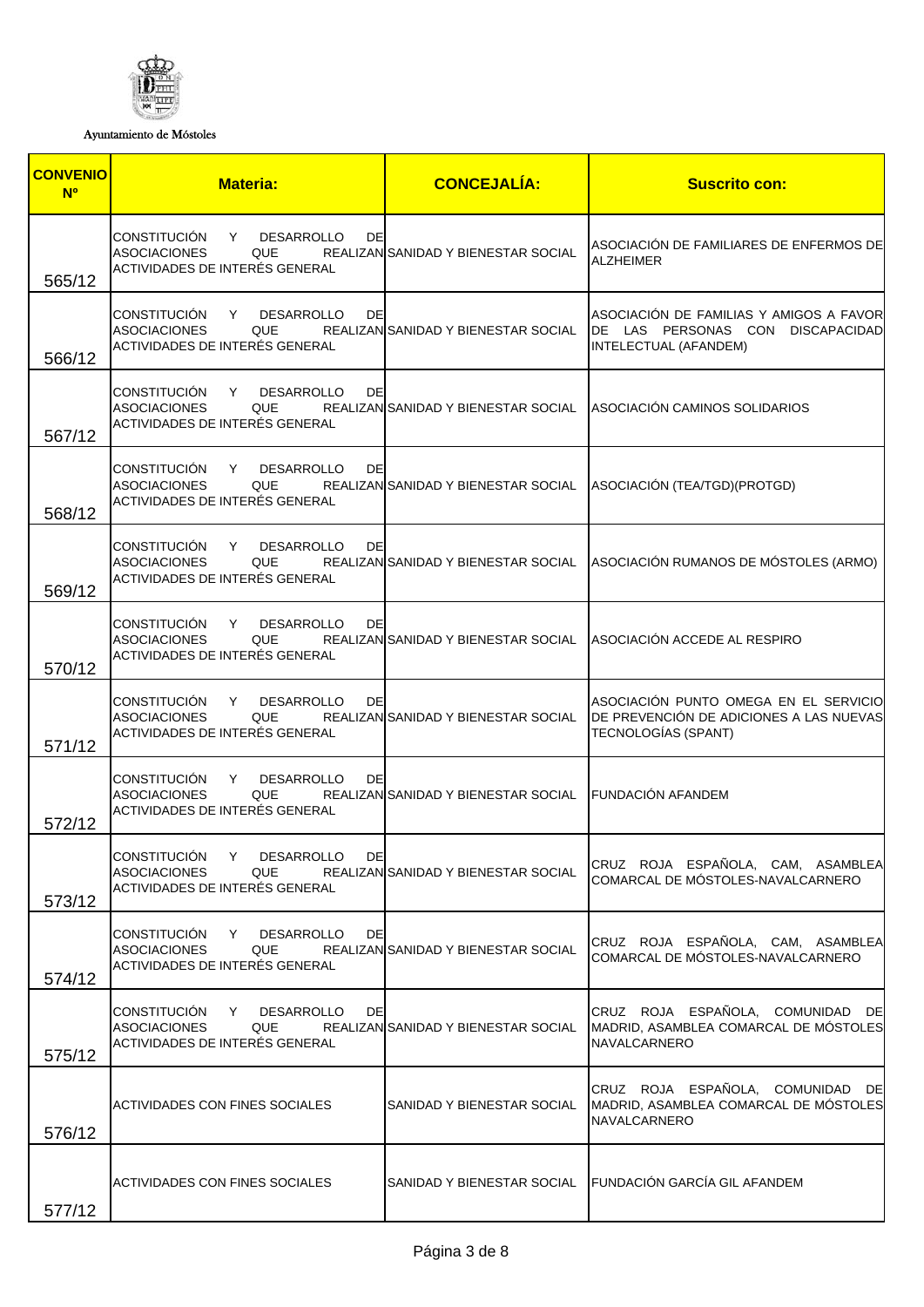Ayuntamiento de Móstoles

| CONVENIO Nº | Materia: | CONCEJALÍA: | Suscrito con: |
|---|---|---|---|
| 565/12 | CONSTITUCIÓN Y DESARROLLO DE ASOCIACIONES QUE REALIZAN ACTIVIDADES DE INTERÉS GENERAL | SANIDAD Y BIENESTAR SOCIAL | ASOCIACIÓN DE FAMILIARES DE ENFERMOS DE ALZHEIMER |
| 566/12 | CONSTITUCIÓN Y DESARROLLO DE ASOCIACIONES QUE REALIZAN ACTIVIDADES DE INTERÉS GENERAL | SANIDAD Y BIENESTAR SOCIAL | ASOCIACIÓN DE FAMILIAS Y AMIGOS A FAVOR DE LAS PERSONAS CON DISCAPACIDAD INTELECTUAL (AFANDEM) |
| 567/12 | CONSTITUCIÓN Y DESARROLLO DE ASOCIACIONES QUE REALIZAN ACTIVIDADES DE INTERÉS GENERAL | SANIDAD Y BIENESTAR SOCIAL | ASOCIACIÓN CAMINOS SOLIDARIOS |
| 568/12 | CONSTITUCIÓN Y DESARROLLO DE ASOCIACIONES QUE REALIZAN ACTIVIDADES DE INTERÉS GENERAL | SANIDAD Y BIENESTAR SOCIAL | ASOCIACIÓN (TEA/TGD)(PROTGD) |
| 569/12 | CONSTITUCIÓN Y DESARROLLO DE ASOCIACIONES QUE REALIZAN ACTIVIDADES DE INTERÉS GENERAL | SANIDAD Y BIENESTAR SOCIAL | ASOCIACIÓN RUMANOS DE MÓSTOLES (ARMO) |
| 570/12 | CONSTITUCIÓN Y DESARROLLO DE ASOCIACIONES QUE REALIZAN ACTIVIDADES DE INTERÉS GENERAL | SANIDAD Y BIENESTAR SOCIAL | ASOCIACIÓN ACCEDE AL RESPIRO |
| 571/12 | CONSTITUCIÓN Y DESARROLLO DE ASOCIACIONES QUE REALIZAN ACTIVIDADES DE INTERÉS GENERAL | SANIDAD Y BIENESTAR SOCIAL | ASOCIACIÓN PUNTO OMEGA EN EL SERVICIO DE PREVENCIÓN DE ADICIONES A LAS NUEVAS TECNOLOGÍAS (SPANT) |
| 572/12 | CONSTITUCIÓN Y DESARROLLO DE ASOCIACIONES QUE REALIZAN ACTIVIDADES DE INTERÉS GENERAL | SANIDAD Y BIENESTAR SOCIAL | FUNDACIÓN AFANDEM |
| 573/12 | CONSTITUCIÓN Y DESARROLLO DE ASOCIACIONES QUE REALIZAN ACTIVIDADES DE INTERÉS GENERAL | SANIDAD Y BIENESTAR SOCIAL | CRUZ ROJA ESPAÑOLA, CAM, ASAMBLEA COMARCAL DE MÓSTOLES-NAVALCARNERO |
| 574/12 | CONSTITUCIÓN Y DESARROLLO DE ASOCIACIONES QUE REALIZAN ACTIVIDADES DE INTERÉS GENERAL | SANIDAD Y BIENESTAR SOCIAL | CRUZ ROJA ESPAÑOLA, CAM, ASAMBLEA COMARCAL DE MÓSTOLES-NAVALCARNERO |
| 575/12 | CONSTITUCIÓN Y DESARROLLO DE ASOCIACIONES QUE REALIZAN ACTIVIDADES DE INTERÉS GENERAL | SANIDAD Y BIENESTAR SOCIAL | CRUZ ROJA ESPAÑOLA, COMUNIDAD DE MADRID, ASAMBLEA COMARCAL DE MÓSTOLES NAVALCARNERO |
| 576/12 | ACTIVIDADES CON FINES SOCIALES | SANIDAD Y BIENESTAR SOCIAL | CRUZ ROJA ESPAÑOLA, COMUNIDAD DE MADRID, ASAMBLEA COMARCAL DE MÓSTOLES NAVALCARNERO |
| 577/12 | ACTIVIDADES CON FINES SOCIALES | SANIDAD Y BIENESTAR SOCIAL | FUNDACIÓN GARCÍA GIL AFANDEM |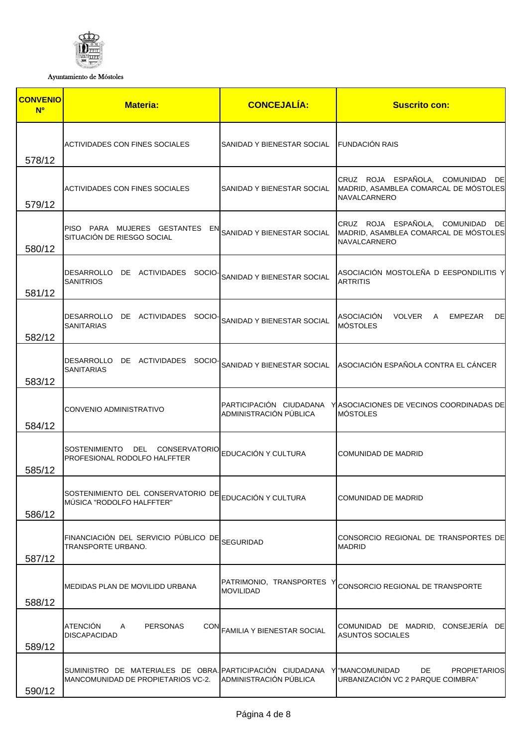Ayuntamiento de Móstoles

| CONVENIO Nº | Materia: | CONCEJALÍA: | Suscrito con: |
|---|---|---|---|
| 578/12 | ACTIVIDADES CON FINES SOCIALES | SANIDAD Y BIENESTAR SOCIAL | FUNDACIÓN RAIS |
| 579/12 | ACTIVIDADES CON FINES SOCIALES | SANIDAD Y BIENESTAR SOCIAL | CRUZ ROJA ESPAÑOLA, COMUNIDAD DE MADRID, ASAMBLEA COMARCAL DE MÓSTOLES NAVALCARNERO |
| 580/12 | PISO PARA MUJERES GESTANTES EN SITUACIÓN DE RIESGO SOCIAL | SANIDAD Y BIENESTAR SOCIAL | CRUZ ROJA ESPAÑOLA, COMUNIDAD DE MADRID, ASAMBLEA COMARCAL DE MÓSTOLES NAVALCARNERO |
| 581/12 | DESARROLLO DE ACTIVIDADES SOCIO-SANITRIOS | SANIDAD Y BIENESTAR SOCIAL | ASOCIACIÓN MOSTOLEÑA D EESPONDILITIS Y ARTRITIS |
| 582/12 | DESARROLLO DE ACTIVIDADES SOCIO-SANITARIAS | SANIDAD Y BIENESTAR SOCIAL | ASOCIACIÓN VOLVER A EMPEZAR DE MÓSTOLES |
| 583/12 | DESARROLLO DE ACTIVIDADES SOCIO-SANITARIAS | SANIDAD Y BIENESTAR SOCIAL | ASOCIACIÓN ESPAÑOLA CONTRA EL CÁNCER |
| 584/12 | CONVENIO ADMINISTRATIVO | PARTICIPACIÓN CIUDADANA Y ADMINISTRACIÓN PÚBLICA | ASOCIACIONES DE VECINOS COORDINADAS DE MÓSTOLES |
| 585/12 | SOSTENIMIENTO DEL CONSERVATORIO PROFESIONAL RODOLFO HALFFTER | EDUCACIÓN Y CULTURA | COMUNIDAD DE MADRID |
| 586/12 | SOSTENIMIENTO DEL CONSERVATORIO DE MÚSICA "RODOLFO HALFFTER" | EDUCACIÓN Y CULTURA | COMUNIDAD DE MADRID |
| 587/12 | FINANCIACIÓN DEL SERVICIO PÚBLICO DE TRANSPORTE URBANO. | SEGURIDAD | CONSORCIO REGIONAL DE TRANSPORTES DE MADRID |
| 588/12 | MEDIDAS PLAN DE MOVILIDD URBANA | PATRIMONIO, TRANSPORTES Y MOVILIDAD | CONSORCIO REGIONAL DE TRANSPORTE |
| 589/12 | ATENCIÓN A PERSONAS CON DISCAPACIDAD | FAMILIA Y BIENESTAR SOCIAL | COMUNIDAD DE MADRID, CONSEJERÍA DE ASUNTOS SOCIALES |
| 590/12 | SUMINISTRO DE MATERIALES DE OBRA. MANCOMUNIDAD DE PROPIETARIOS VC-2. | PARTICIPACIÓN CIUDADANA Y ADMINISTRACIÓN PÚBLICA | "MANCOMUNIDAD DE PROPIETARIOS URBANIZACIÓN VC 2 PARQUE COIMBRA" |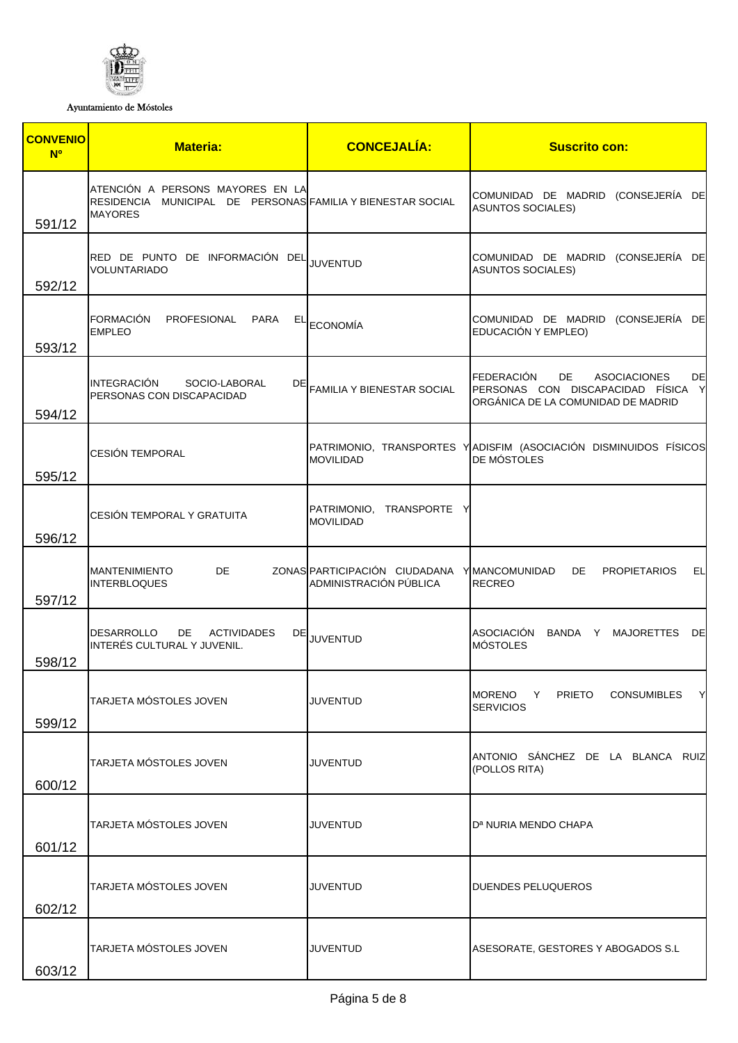Ayuntamiento de Móstoles

| CONVENIO Nº | Materia: | CONCEJALÍA: | Suscrito con: |
|---|---|---|---|
| 591/12 | ATENCIÓN A PERSONS MAYORES EN LA RESIDENCIA MUNICIPAL DE PERSONAS MAYORES | FAMILIA Y BIENESTAR SOCIAL | COMUNIDAD DE MADRID (CONSEJERÍA DE ASUNTOS SOCIALES) |
| 592/12 | RED DE PUNTO DE INFORMACIÓN DEL VOLUNTARIADO | JUVENTUD | COMUNIDAD DE MADRID (CONSEJERÍA DE ASUNTOS SOCIALES) |
| 593/12 | FORMACIÓN PROFESIONAL PARA EL EMPLEO | ECONOMÍA | COMUNIDAD DE MADRID (CONSEJERÍA DE EDUCACIÓN Y EMPLEO) |
| 594/12 | INTEGRACIÓN SOCIO-LABORAL DE PERSONAS CON DISCAPACIDAD | FAMILIA Y BIENESTAR SOCIAL | FEDERACIÓN DE ASOCIACIONES DE PERSONAS CON DISCAPACIDAD FÍSICA Y ORGÁNICA DE LA COMUNIDAD DE MADRID |
| 595/12 | CESIÓN TEMPORAL | PATRIMONIO, TRANSPORTES Y MOVILIDAD | ADISFIM (ASOCIACIÓN DISMINUIDOS FÍSICOS DE MÓSTOLES |
| 596/12 | CESIÓN TEMPORAL Y GRATUITA | PATRIMONIO, TRANSPORTE Y MOVILIDAD | |
| 597/12 | MANTENIMIENTO DE ZONAS INTERBLOQUES | PARTICIPACIÓN CIUDADANA Y ADMINISTRACIÓN PÚBLICA | MANCOMUNIDAD DE PROPIETARIOS EL RECREO |
| 598/12 | DESARROLLO DE ACTIVIDADES DE INTERÉS CULTURAL Y JUVENIL. | JUVENTUD | ASOCIACIÓN BANDA Y MAJORETTES DE MÓSTOLES |
| 599/12 | TARJETA MÓSTOLES JOVEN | JUVENTUD | MORENO Y PRIETO CONSUMIBLES Y SERVICIOS |
| 600/12 | TARJETA MÓSTOLES JOVEN | JUVENTUD | ANTONIO SÁNCHEZ DE LA BLANCA RUIZ (POLLOS RITA) |
| 601/12 | TARJETA MÓSTOLES JOVEN | JUVENTUD | Dª NURIA MENDO CHAPA |
| 602/12 | TARJETA MÓSTOLES JOVEN | JUVENTUD | DUENDES PELUQUEROS |
| 603/12 | TARJETA MÓSTOLES JOVEN | JUVENTUD | ASESORATE, GESTORES Y ABOGADOS S.L |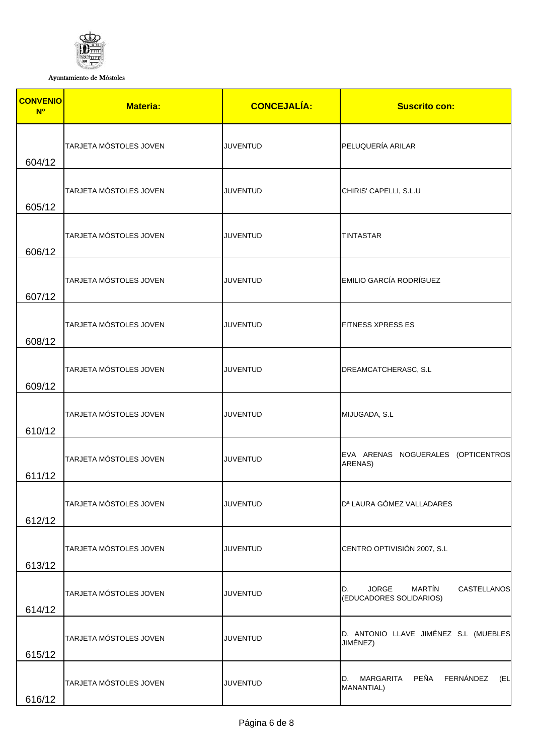Ayuntamiento de Móstoles

| CONVENIO Nº | Materia: | CONCEJALÍA: | Suscrito con: |
| --- | --- | --- | --- |
| 604/12 | TARJETA MÓSTOLES JOVEN | JUVENTUD | PELUQUERÍA ARILAR |
| 605/12 | TARJETA MÓSTOLES JOVEN | JUVENTUD | CHIRIS' CAPELLI, S.L.U |
| 606/12 | TARJETA MÓSTOLES JOVEN | JUVENTUD | TINTASTAR |
| 607/12 | TARJETA MÓSTOLES JOVEN | JUVENTUD | EMILIO GARCÍA RODRÍGUEZ |
| 608/12 | TARJETA MÓSTOLES JOVEN | JUVENTUD | FITNESS XPRESS ES |
| 609/12 | TARJETA MÓSTOLES JOVEN | JUVENTUD | DREAMCATCHERASC, S.L |
| 610/12 | TARJETA MÓSTOLES JOVEN | JUVENTUD | MIJUGADA, S.L |
| 611/12 | TARJETA MÓSTOLES JOVEN | JUVENTUD | EVA ARENAS NOGUERALES (OPTICENTROS ARENAS) |
| 612/12 | TARJETA MÓSTOLES JOVEN | JUVENTUD | Dª LAURA GÓMEZ VALLADARES |
| 613/12 | TARJETA MÓSTOLES JOVEN | JUVENTUD | CENTRO OPTIVISIÓN 2007, S.L |
| 614/12 | TARJETA MÓSTOLES JOVEN | JUVENTUD | D. JORGE MARTÍN CASTELLANOS (EDUCADORES SOLIDARIOS) |
| 615/12 | TARJETA MÓSTOLES JOVEN | JUVENTUD | D. ANTONIO LLAVE JIMÉNEZ S.L (MUEBLES JIMÉNEZ) |
| 616/12 | TARJETA MÓSTOLES JOVEN | JUVENTUD | D. MARGARITA PEÑA FERNÁNDEZ (EL MANANTIAL) |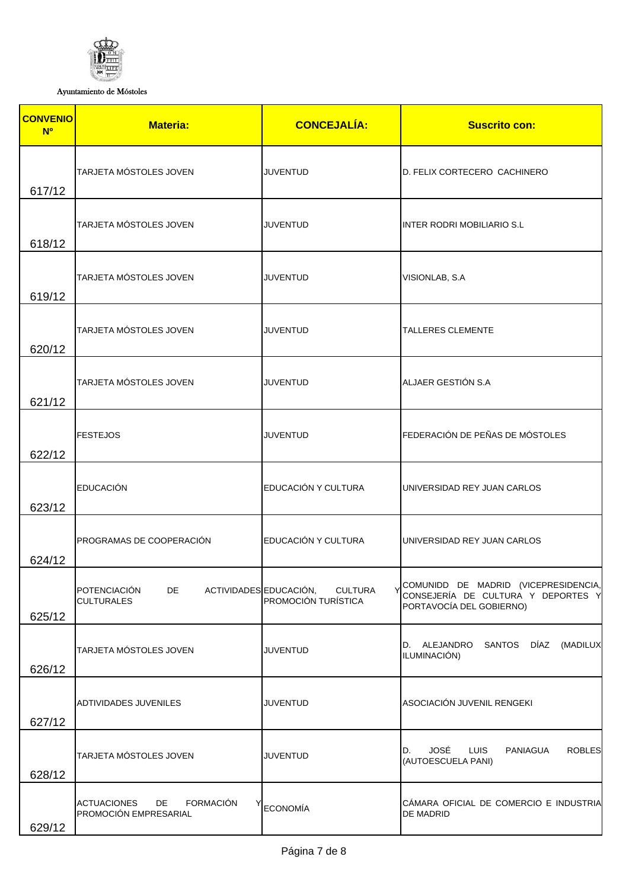Ayuntamiento de Móstoles

| CONVENIO Nº | Materia: | CONCEJALÍA: | Suscrito con: |
| --- | --- | --- | --- |
| 617/12 | TARJETA MÓSTOLES JOVEN | JUVENTUD | D. FELIX CORTECERO CACHINERO |
| 618/12 | TARJETA MÓSTOLES JOVEN | JUVENTUD | INTER RODRI MOBILIARIO S.L |
| 619/12 | TARJETA MÓSTOLES JOVEN | JUVENTUD | VISIONLAB, S.A |
| 620/12 | TARJETA MÓSTOLES JOVEN | JUVENTUD | TALLERES CLEMENTE |
| 621/12 | TARJETA MÓSTOLES JOVEN | JUVENTUD | ALJAER GESTIÓN S.A |
| 622/12 | FESTEJOS | JUVENTUD | FEDERACIÓN DE PEÑAS DE MÓSTOLES |
| 623/12 | EDUCACIÓN | EDUCACIÓN Y CULTURA | UNIVERSIDAD REY JUAN CARLOS |
| 624/12 | PROGRAMAS DE COOPERACIÓN | EDUCACIÓN Y CULTURA | UNIVERSIDAD REY JUAN CARLOS |
| 625/12 | POTENCIACIÓN DE ACTIVIDADES CULTURALES | EDUCACIÓN, CULTURA Y PROMOCIÓN TURÍSTICA | COMUNIDD DE MADRID (VICEPRESIDENCIA, CONSEJERÍA DE CULTURA Y DEPORTES Y PORTAVOCÍA DEL GOBIERNO) |
| 626/12 | TARJETA MÓSTOLES JOVEN | JUVENTUD | D. ALEJANDRO SANTOS DÍAZ (MADILUX ILUMINACIÓN) |
| 627/12 | ADTIVIDADES JUVENILES | JUVENTUD | ASOCIACIÓN JUVENIL RENGEKI |
| 628/12 | TARJETA MÓSTOLES JOVEN | JUVENTUD | D. JOSÉ LUIS PANIAGUA ROBLES (AUTOESCUELA PANI) |
| 629/12 | ACTUACIONES DE FORMACIÓN Y PROMOCIÓN EMPRESARIAL | ECONOMÍA | CÁMARA OFICIAL DE COMERCIO E INDUSTRIA DE MADRID |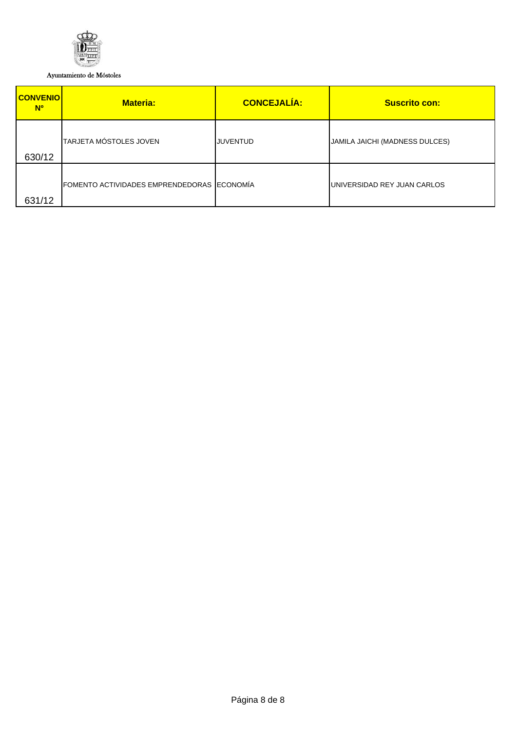Ayuntamiento de Móstoles

| CONVENIO Nº | Materia: | CONCEJALÍA: | Suscrito con: |
|---|---|---|---|
| 630/12 | TARJETA MÓSTOLES JOVEN | JUVENTUD | JAMILA JAICHI (MADNESS DULCES) |
| 631/12 | FOMENTO ACTIVIDADES EMPRENDEDORAS | ECONOMÍA | UNIVERSIDAD REY JUAN CARLOS |